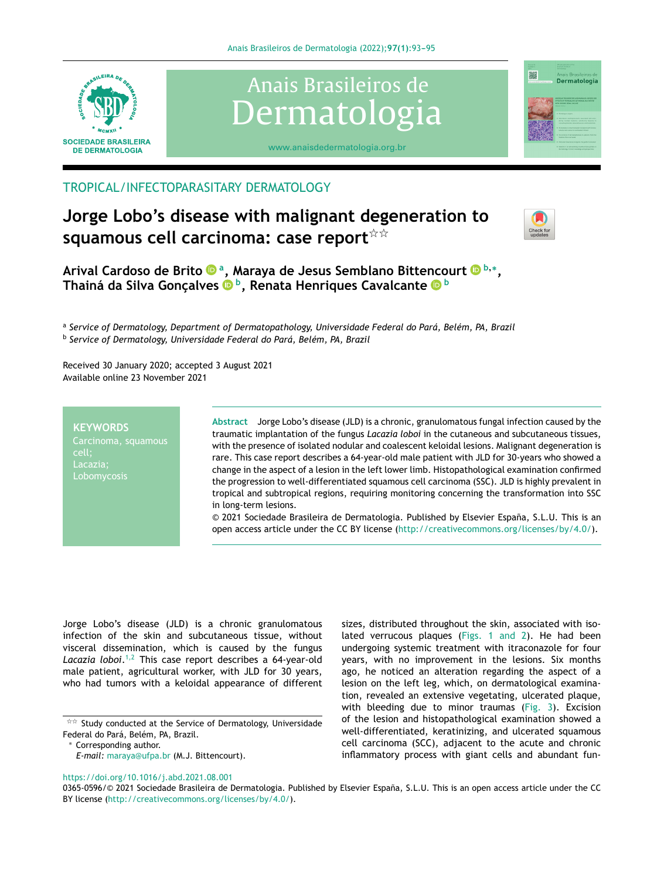TROPICAL/INFECTOPARASITARY DERMATOLOGY

# Jorge Lobo's disease with malignant degeneration to squamous cell carcinoma: case report[☆☆]

**Arival Cardoso de Brito [a], Maraya de Jesus Semblano Bittencourt [b,*], Thainá da Silva Gonçalves [b], Renata Henriques Cavalcante [b]**

[a] *Service of Dermatology, Department of Dermatopathology, Universidade Federal do Pará, Belém, PA, Brazil*
[b] *Service of Dermatology, Universidade Federal do Pará, Belém, PA, Brazil*

Received 30 January 2020; accepted 3 August 2021
Available online 23 November 2021

**KEYWORDS**
Carcinoma, squamous cell;
Lacazia;
Lobomycosis

**Abstract** Jorge Lobo's disease (JLD) is a chronic, granulomatous fungal infection caused by the traumatic implantation of the fungus *Lacazia loboi* in the cutaneous and subcutaneous tissues, with the presence of isolated nodular and coalescent keloidal lesions. Malignant degeneration is rare. This case report describes a 64-year-old male patient with JLD for 30-years who showed a change in the aspect of a lesion in the left lower limb. Histopathological examination confirmed the progression to well-differentiated squamous cell carcinoma (SSC). JLD is highly prevalent in tropical and subtropical regions, requiring monitoring concerning the transformation into SSC in long-term lesions.
© 2021 Sociedade Brasileira de Dermatologia. Published by Elsevier España, S.L.U. This is an open access article under the CC BY license (http://creativecommons.org/licenses/by/4.0/).

Jorge Lobo's disease (JLD) is a chronic granulomatous infection of the skin and subcutaneous tissue, without visceral dissemination, which is caused by the fungus *Lacazia loboi*.[1,2] This case report describes a 64-year-old male patient, agricultural worker, with JLD for 30 years, who had tumors with a keloidal appearance of different sizes, distributed throughout the skin, associated with isolated verrucous plaques (Figs. 1 and 2). He had been undergoing systemic treatment with itraconazole for four years, with no improvement in the lesions. Six months ago, he noticed an alteration regarding the aspect of a lesion on the left leg, which, on dermatological examination, revealed an extensive vegetating, ulcerated plaque, with bleeding due to minor traumas (Fig. 3). Excision of the lesion and histopathological examination showed a well-differentiated, keratinizing, and ulcerated squamous cell carcinoma (SCC), adjacent to the acute and chronic inflammatory process with giant cells and abundant fun-

[☆☆] Study conducted at the Service of Dermatology, Universidade Federal do Pará, Belém, PA, Brazil.
[*] Corresponding author.
*E-mail:* maraya@ufpa.br (M.J. Bittencourt).

https://doi.org/10.1016/j.abd.2021.08.001
0365-0596/© 2021 Sociedade Brasileira de Dermatologia. Published by Elsevier España, S.L.U. This is an open access article under the CC BY license (http://creativecommons.org/licenses/by/4.0/).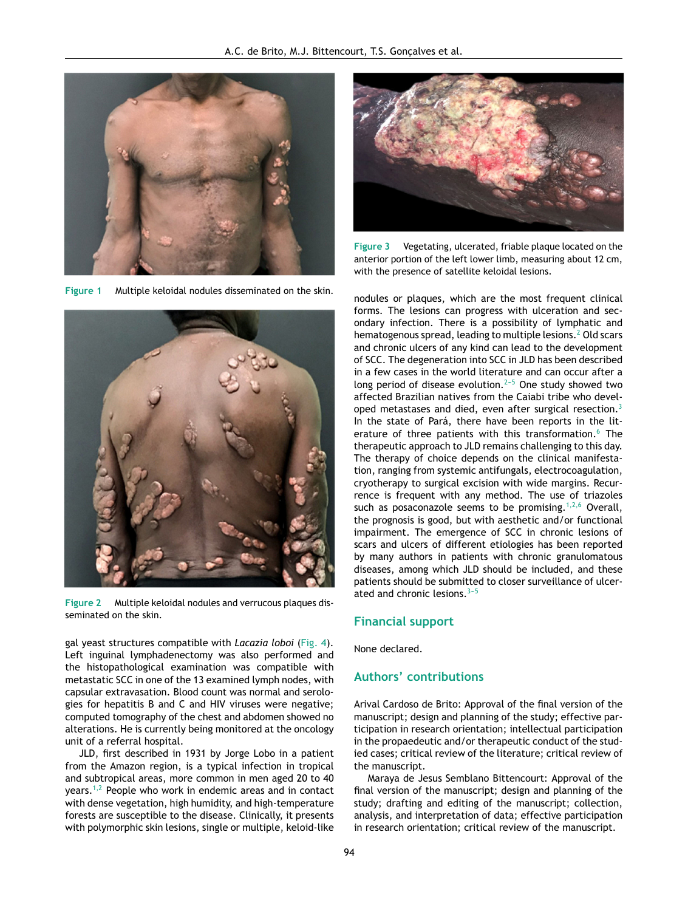Figure 1 Multiple keloidal nodules disseminated on the skin.

Figure 2 Multiple keloidal nodules and verrucous plaques disseminated on the skin.

gal yeast structures compatible with *Lacazia loboi* (Fig. 4). Left inguinal lymphadenectomy was also performed and the histopathological examination was compatible with metastatic SCC in one of the 13 examined lymph nodes, with capsular extravasation. Blood count was normal and serologies for hepatitis B and C and HIV viruses were negative; computed tomography of the chest and abdomen showed no alterations. He is currently being monitored at the oncology unit of a referral hospital.

JLD, first described in 1931 by Jorge Lobo in a patient from the Amazon region, is a typical infection in tropical and subtropical areas, more common in men aged 20 to 40 years.[1,2] People who work in endemic areas and in contact with dense vegetation, high humidity, and high-temperature forests are susceptible to the disease. Clinically, it presents with polymorphic skin lesions, single or multiple, keloid-like nodules or plaques, which are the most frequent clinical forms. The lesions can progress with ulceration and secondary infection. There is a possibility of lymphatic and hematogenous spread, leading to multiple lesions.[2] Old scars and chronic ulcers of any kind can lead to the development of SCC. The degeneration into SCC in JLD has been described in a few cases in the world literature and can occur after a long period of disease evolution.[2-5] One study showed two affected Brazilian natives from the Caiabi tribe who developed metastases and died, even after surgical resection.[3] In the state of Pará, there have been reports in the literature of three patients with this transformation.[6] The therapeutic approach to JLD remains challenging to this day. The therapy of choice depends on the clinical manifestation, ranging from systemic antifungals, electrocoagulation, cryotherapy to surgical excision with wide margins. Recurrence is frequent with any method. The use of triazoles such as posaconazole seems to be promising.[1,2,6] Overall, the prognosis is good, but with aesthetic and/or functional impairment. The emergence of SCC in chronic lesions of scars and ulcers of different etiologies has been reported by many authors in patients with chronic granulomatous diseases, among which JLD should be included, and these patients should be submitted to closer surveillance of ulcerated and chronic lesions.[3-5]

Figure 3 Vegetating, ulcerated, friable plaque located on the anterior portion of the left lower limb, measuring about 12 cm, with the presence of satellite keloidal lesions.

## Financial support

None declared.

## Authors' contributions

Arival Cardoso de Brito: Approval of the final version of the manuscript; design and planning of the study; effective participation in research orientation; intellectual participation in the propaedeutic and/or therapeutic conduct of the studied cases; critical review of the literature; critical review of the manuscript.

Maraya de Jesus Semblano Bittencourt: Approval of the final version of the manuscript; design and planning of the study; drafting and editing of the manuscript; collection, analysis, and interpretation of data; effective participation in research orientation; critical review of the manuscript.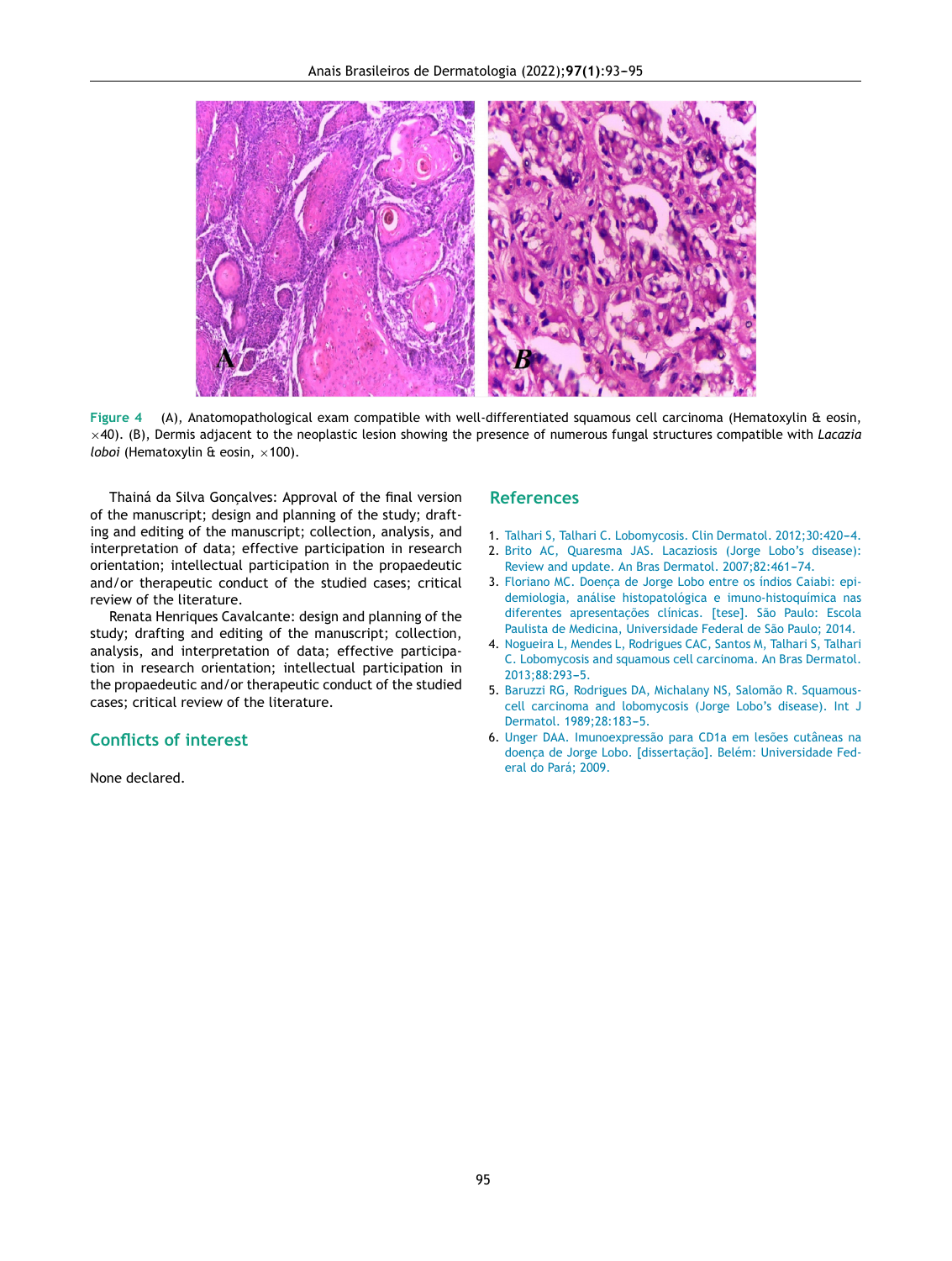Figure 4 (A), Anatomopathological exam compatible with well-differentiated squamous cell carcinoma (Hematoxylin & eosin, ×40). (B), Dermis adjacent to the neoplastic lesion showing the presence of numerous fungal structures compatible with *Lacazia loboi* (Hematoxylin & eosin, ×100).

Thainá da Silva Gonçalves: Approval of the final version of the manuscript; design and planning of the study; drafting and editing of the manuscript; collection, analysis, and interpretation of data; effective participation in research orientation; intellectual participation in the propaedeutic and/or therapeutic conduct of the studied cases; critical review of the literature.

Renata Henriques Cavalcante: design and planning of the study; drafting and editing of the manuscript; collection, analysis, and interpretation of data; effective participation in research orientation; intellectual participation in the propaedeutic and/or therapeutic conduct of the studied cases; critical review of the literature.

## Conflicts of interest

None declared.

## References

1. Talhari S, Talhari C. Lobomycosis. Clin Dermatol. 2012;30:420–4.
2. Brito AC, Quaresma JAS. Lacaziosis (Jorge Lobo's disease): Review and update. An Bras Dermatol. 2007;82:461–74.
3. Floriano MC. Doença de Jorge Lobo entre os índios Caiabi: epidemiologia, análise histopatológica e imuno-histoquímica nas diferentes apresentações clínicas. [tese]. São Paulo: Escola Paulista de Medicina, Universidade Federal de São Paulo; 2014.
4. Nogueira L, Mendes L, Rodrigues CAC, Santos M, Talhari S, Talhari C. Lobomycosis and squamous cell carcinoma. An Bras Dermatol. 2013;88:293–5.
5. Baruzzi RG, Rodrigues DA, Michalany NS, Salomão R. Squamous-cell carcinoma and lobomycosis (Jorge Lobo's disease). Int J Dermatol. 1989;28:183–5.
6. Unger DAA. Imunoexpressão para CD1a em lesões cutâneas na doença de Jorge Lobo. [dissertação]. Belém: Universidade Federal do Pará; 2009.